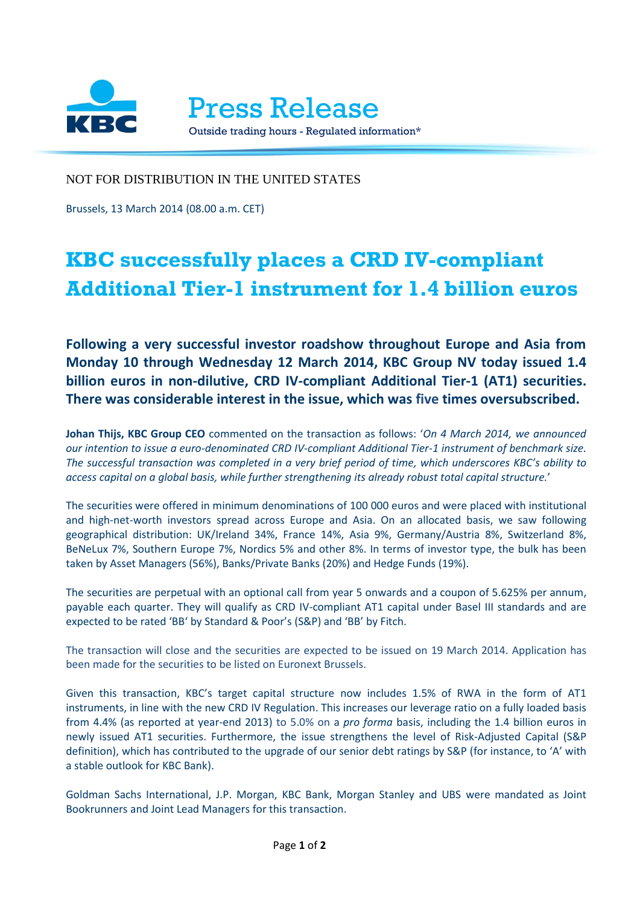Press Release

Outside trading hours - Regulated information*

NOT FOR DISTRIBUTION IN THE UNITED STATES

Brussels, 13 March 2014 (08.00 a.m. CET)

# KBC successfully places a CRD IV-compliant Additional Tier-1 instrument for 1.4 billion euros

**Following a very successful investor roadshow throughout Europe and Asia from Monday 10 through Wednesday 12 March 2014, KBC Group NV today issued 1.4 billion euros in non-dilutive, CRD IV-compliant Additional Tier-1 (AT1) securities. There was considerable interest in the issue, which was five times oversubscribed.**

**Johan Thijs, KBC Group CEO** commented on the transaction as follows: '*On 4 March 2014, we announced our intention to issue a euro-denominated CRD IV-compliant Additional Tier-1 instrument of benchmark size. The successful transaction was completed in a very brief period of time, which underscores KBC's ability to access capital on a global basis, while further strengthening its already robust total capital structure.*'

The securities were offered in minimum denominations of 100 000 euros and were placed with institutional and high-net-worth investors spread across Europe and Asia. On an allocated basis, we saw following geographical distribution: UK/Ireland 34%, France 14%, Asia 9%, Germany/Austria 8%, Switzerland 8%, BeNeLux 7%, Southern Europe 7%, Nordics 5% and other 8%. In terms of investor type, the bulk has been taken by Asset Managers (56%), Banks/Private Banks (20%) and Hedge Funds (19%).

The securities are perpetual with an optional call from year 5 onwards and a coupon of 5.625% per annum, payable each quarter. They will qualify as CRD IV-compliant AT1 capital under Basel III standards and are expected to be rated 'BB' by Standard & Poor's (S&P) and 'BB' by Fitch.

The transaction will close and the securities are expected to be issued on 19 March 2014. Application has been made for the securities to be listed on Euronext Brussels.

Given this transaction, KBC's target capital structure now includes 1.5% of RWA in the form of AT1 instruments, in line with the new CRD IV Regulation. This increases our leverage ratio on a fully loaded basis from 4.4% (as reported at year-end 2013) to 5.0% on a *pro forma* basis, including the 1.4 billion euros in newly issued AT1 securities. Furthermore, the issue strengthens the level of Risk-Adjusted Capital (S&P definition), which has contributed to the upgrade of our senior debt ratings by S&P (for instance, to 'A' with a stable outlook for KBC Bank).

Goldman Sachs International, J.P. Morgan, KBC Bank, Morgan Stanley and UBS were mandated as Joint Bookrunners and Joint Lead Managers for this transaction.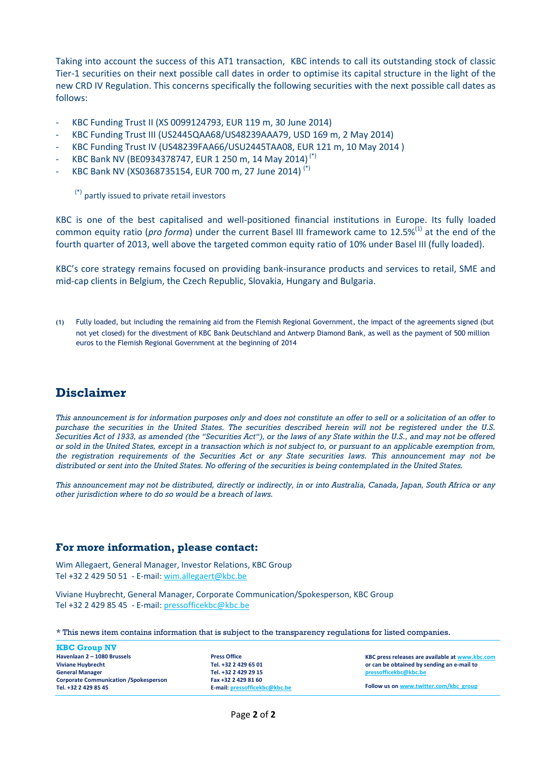Taking into account the success of this AT1 transaction, KBC intends to call its outstanding stock of classic Tier-1 securities on their next possible call dates in order to optimise its capital structure in the light of the new CRD IV Regulation. This concerns specifically the following securities with the next possible call dates as follows:

- KBC Funding Trust II (XS 0099124793, EUR 119 m, 30 June 2014)
- KBC Funding Trust III (US2445QAA68/US48239AAA79, USD 169 m, 2 May 2014)
- KBC Funding Trust IV (US48239FAA66/USU2445TAA08, EUR 121 m, 10 May 2014 )
- KBC Bank NV (BE0934378747, EUR 1 250 m, 14 May 2014) [*]
- KBC Bank NV (XS0368735154, EUR 700 m, 27 June 2014) [*]

[*] partly issued to private retail investors

KBC is one of the best capitalised and well-positioned financial institutions in Europe. Its fully loaded common equity ratio (*pro forma*) under the current Basel III framework came to 12.5%[1] at the end of the fourth quarter of 2013, well above the targeted common equity ratio of 10% under Basel III (fully loaded).

KBC's core strategy remains focused on providing bank-insurance products and services to retail, SME and mid-cap clients in Belgium, the Czech Republic, Slovakia, Hungary and Bulgaria.

(1) Fully loaded, but including the remaining aid from the Flemish Regional Government, the impact of the agreements signed (but not yet closed) for the divestment of KBC Bank Deutschland and Antwerp Diamond Bank, as well as the payment of 500 million euros to the Flemish Regional Government at the beginning of 2014

## Disclaimer

*This announcement is for information purposes only and does not constitute an offer to sell or a solicitation of an offer to purchase the securities in the United States. The securities described herein will not be registered under the U.S. Securities Act of 1933, as amended (the "Securities Act"), or the laws of any State within the U.S., and may not be offered or sold in the United States, except in a transaction which is not subject to, or pursuant to an applicable exemption from, the registration requirements of the Securities Act or any State securities laws. This announcement may not be distributed or sent into the United States. No offering of the securities is being contemplated in the United States.*

*This announcement may not be distributed, directly or indirectly, in or into Australia, Canada, Japan, South Africa or any other jurisdiction where to do so would be a breach of laws.*

### For more information, please contact:

Wim Allegaert, General Manager, Investor Relations, KBC Group
Tel +32 2 429 50 51 - E-mail: wim.allegaert@kbc.be

Viviane Huybrecht, General Manager, Corporate Communication/Spokesperson, KBC Group
Tel +32 2 429 85 45 - E-mail: pressofficekbc@kbc.be

* This news item contains information that is subject to the transparency regulations for listed companies.

**KBC Group NV**
**Havenlaan 2 – 1080 Brussels**
**Viviane Huybrecht**
**General Manager**
**Corporate Communication /Spokesperson**
**Tel. +32 2 429 85 45**

**Press Office**
**Tel. +32 2 429 65 01**
**Tel. +32 2 429 29 15**
**Fax +32 2 429 81 60**
**E-mail: pressofficekbc@kbc.be**

**KBC press releases are available at www.kbc.com or can be obtained by sending an e-mail to pressofficekbc@kbc.be**

**Follow us on www.twitter.com/kbc_group**